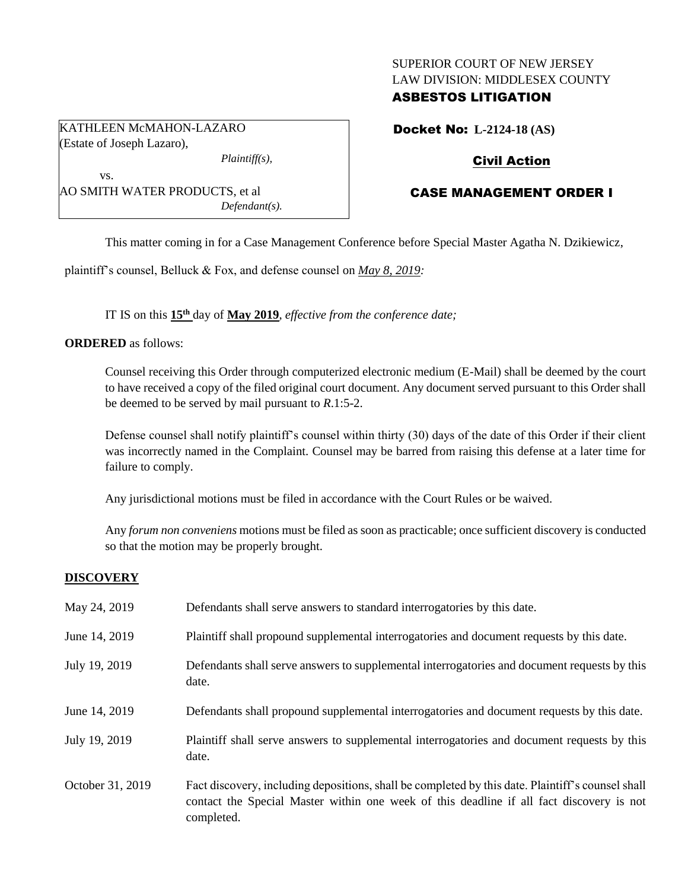SUPERIOR COURT OF NEW JERSEY
LAW DIVISION: MIDDLESEX COUNTY
**ASBESTOS LITIGATION**

KATHLEEN McMAHON-LAZARO
(Estate of Joseph Lazaro),
*Plaintiff(s),*
vs.
AO SMITH WATER PRODUCTS, et al
*Defendant(s).*

**Docket No: L-2124-18 (AS)**

**Civil Action**

**CASE MANAGEMENT ORDER I**

This matter coming in for a Case Management Conference before Special Master Agatha N. Dzikiewicz, plaintiff's counsel, Belluck & Fox, and defense counsel on *May 8, 2019:*

IT IS on this **15th** day of **May 2019**, *effective from the conference date;*

**ORDERED** as follows:

Counsel receiving this Order through computerized electronic medium (E-Mail) shall be deemed by the court to have received a copy of the filed original court document. Any document served pursuant to this Order shall be deemed to be served by mail pursuant to *R*.1:5-2.

Defense counsel shall notify plaintiff's counsel within thirty (30) days of the date of this Order if their client was incorrectly named in the Complaint. Counsel may be barred from raising this defense at a later time for failure to comply.

Any jurisdictional motions must be filed in accordance with the Court Rules or be waived.

Any *forum non conveniens* motions must be filed as soon as practicable; once sufficient discovery is conducted so that the motion may be properly brought.

## DISCOVERY

| | |
|---|---|
| May 24, 2019 | Defendants shall serve answers to standard interrogatories by this date. |
| June 14, 2019 | Plaintiff shall propound supplemental interrogatories and document requests by this date. |
| July 19, 2019 | Defendants shall serve answers to supplemental interrogatories and document requests by this date. |
| June 14, 2019 | Defendants shall propound supplemental interrogatories and document requests by this date. |
| July 19, 2019 | Plaintiff shall serve answers to supplemental interrogatories and document requests by this date. |
| October 31, 2019 | Fact discovery, including depositions, shall be completed by this date. Plaintiff's counsel shall contact the Special Master within one week of this deadline if all fact discovery is not completed. |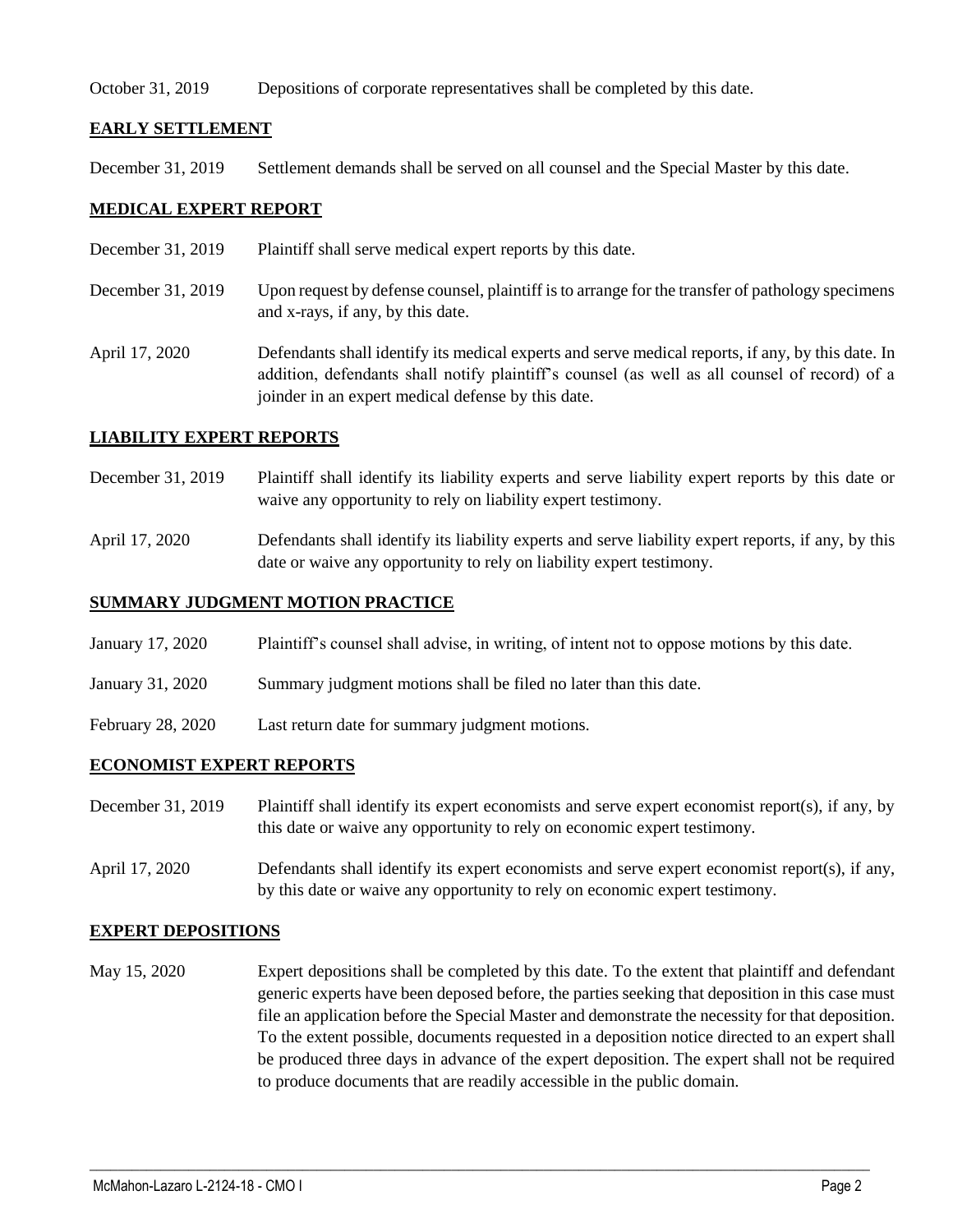October 31, 2019 Depositions of corporate representatives shall be completed by this date.

## EARLY SETTLEMENT

December 31, 2019 Settlement demands shall be served on all counsel and the Special Master by this date.

## MEDICAL EXPERT REPORT

December 31, 2019 Plaintiff shall serve medical expert reports by this date.

December 31, 2019 Upon request by defense counsel, plaintiff is to arrange for the transfer of pathology specimens and x-rays, if any, by this date.

April 17, 2020 Defendants shall identify its medical experts and serve medical reports, if any, by this date. In addition, defendants shall notify plaintiff's counsel (as well as all counsel of record) of a joinder in an expert medical defense by this date.

## LIABILITY EXPERT REPORTS

December 31, 2019 Plaintiff shall identify its liability experts and serve liability expert reports by this date or waive any opportunity to rely on liability expert testimony.

April 17, 2020 Defendants shall identify its liability experts and serve liability expert reports, if any, by this date or waive any opportunity to rely on liability expert testimony.

## SUMMARY JUDGMENT MOTION PRACTICE

January 17, 2020 Plaintiff's counsel shall advise, in writing, of intent not to oppose motions by this date.

January 31, 2020 Summary judgment motions shall be filed no later than this date.

February 28, 2020 Last return date for summary judgment motions.

## ECONOMIST EXPERT REPORTS

December 31, 2019 Plaintiff shall identify its expert economists and serve expert economist report(s), if any, by this date or waive any opportunity to rely on economic expert testimony.

April 17, 2020 Defendants shall identify its expert economists and serve expert economist report(s), if any, by this date or waive any opportunity to rely on economic expert testimony.

## EXPERT DEPOSITIONS

May 15, 2020 Expert depositions shall be completed by this date. To the extent that plaintiff and defendant generic experts have been deposed before, the parties seeking that deposition in this case must file an application before the Special Master and demonstrate the necessity for that deposition. To the extent possible, documents requested in a deposition notice directed to an expert shall be produced three days in advance of the expert deposition. The expert shall not be required to produce documents that are readily accessible in the public domain.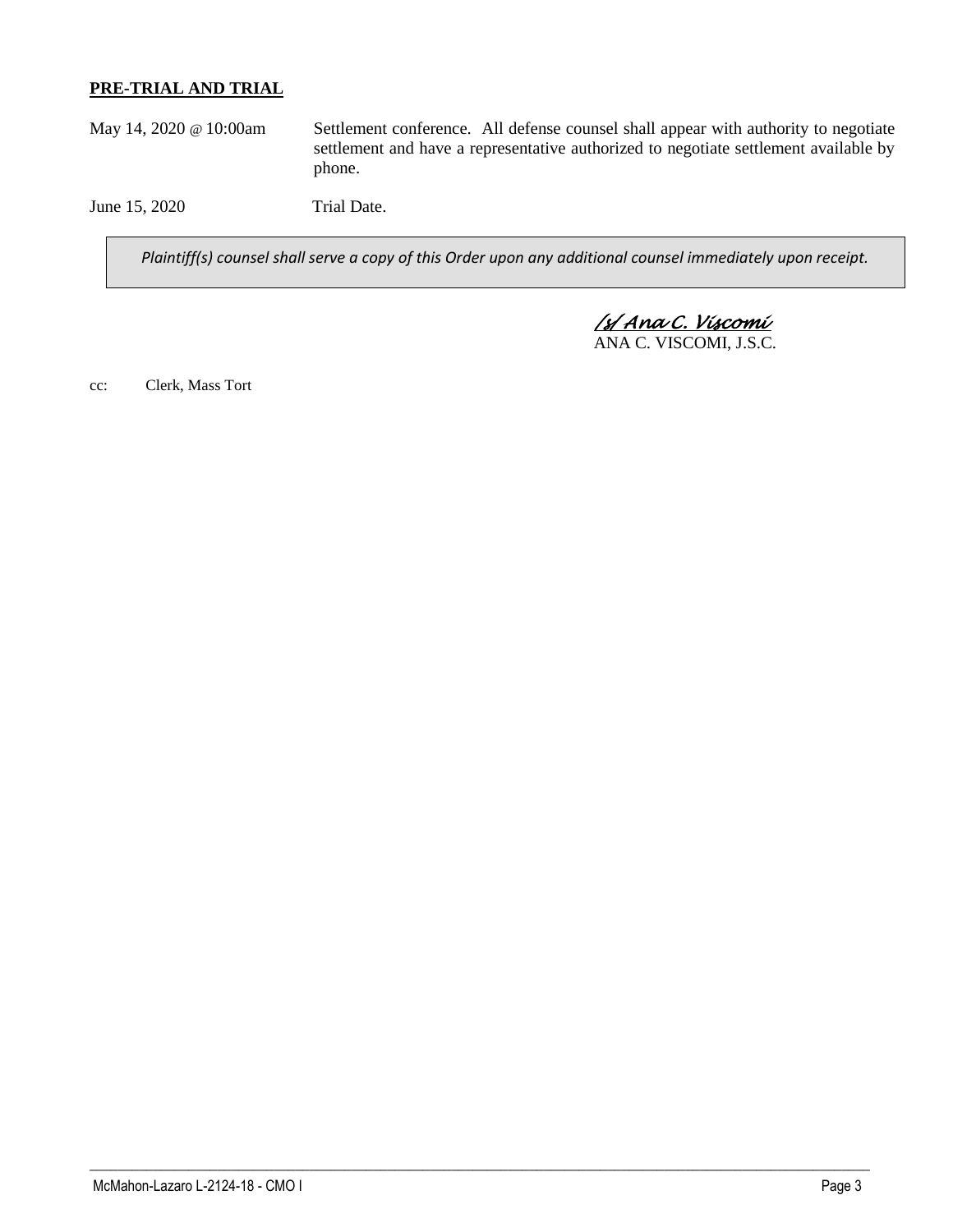**PRE-TRIAL AND TRIAL**

| | |
|---|---|
| May 14, 2020 @ 10:00am | Settlement conference. All defense counsel shall appear with authority to negotiate settlement and have a representative authorized to negotiate settlement available by phone. |
| June 15, 2020 | Trial Date. |

*Plaintiff(s) counsel shall serve a copy of this Order upon any additional counsel immediately upon receipt.*

/s/ Ana C. Viscomi
ANA C. VISCOMI, J.S.C.

cc: Clerk, Mass Tort